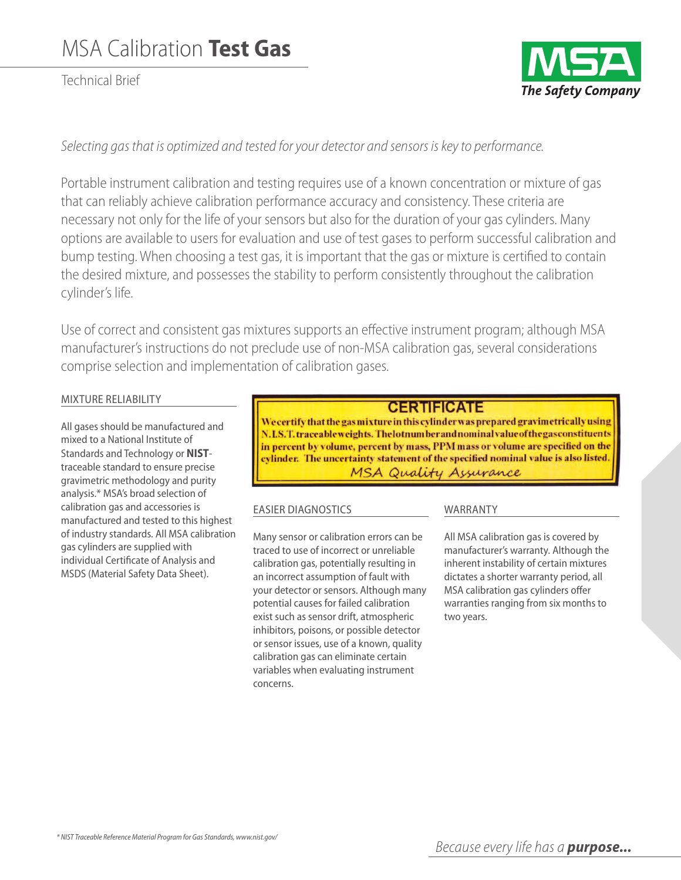# MSA Calibration **Test Gas**

Technical Brief

MSA
*The Safety Company*

*Selecting gas that is optimized and tested for your detector and sensors is key to performance.*

Portable instrument calibration and testing requires use of a known concentration or mixture of gas that can reliably achieve calibration performance accuracy and consistency. These criteria are necessary not only for the life of your sensors but also for the duration of your gas cylinders. Many options are available to users for evaluation and use of test gases to perform successful calibration and bump testing. When choosing a test gas, it is important that the gas or mixture is certified to contain the desired mixture, and possesses the stability to perform consistently throughout the calibration cylinder's life.

Use of correct and consistent gas mixtures supports an effective instrument program; although MSA manufacturer's instructions do not preclude use of non-MSA calibration gas, several considerations comprise selection and implementation of calibration gases.

## MIXTURE RELIABILITY

All gases should be manufactured and mixed to a National Institute of Standards and Technology or **NIST**-traceable standard to ensure precise gravimetric methodology and purity analysis.* MSA's broad selection of calibration gas and accessories is manufactured and tested to this highest of industry standards. All MSA calibration gas cylinders are supplied with individual Certificate of Analysis and MSDS (Material Safety Data Sheet).

**CERTIFICATE**

**We certify that the gas mixture in this cylinder was prepared gravimetrically using N.I.S.T. traceable weights. The lot number and nominal value of the gas constituents in percent by volume, percent by mass, PPM mass or volume are specified on the cylinder. The uncertainty statement of the specified nominal value is also listed.**

*MSA Quality Assurance*

## EASIER DIAGNOSTICS

Many sensor or calibration errors can be traced to use of incorrect or unreliable calibration gas, potentially resulting in an incorrect assumption of fault with your detector or sensors. Although many potential causes for failed calibration exist such as sensor drift, atmospheric inhibitors, poisons, or possible detector or sensor issues, use of a known, quality calibration gas can eliminate certain variables when evaluating instrument concerns.

## WARRANTY

All MSA calibration gas is covered by manufacturer's warranty. Although the inherent instability of certain mixtures dictates a shorter warranty period, all MSA calibration gas cylinders offer warranties ranging from six months to two years.

*\* NIST Traceable Reference Material Program for Gas Standards, www.nist.gov/*

*Because every life has a **purpose...***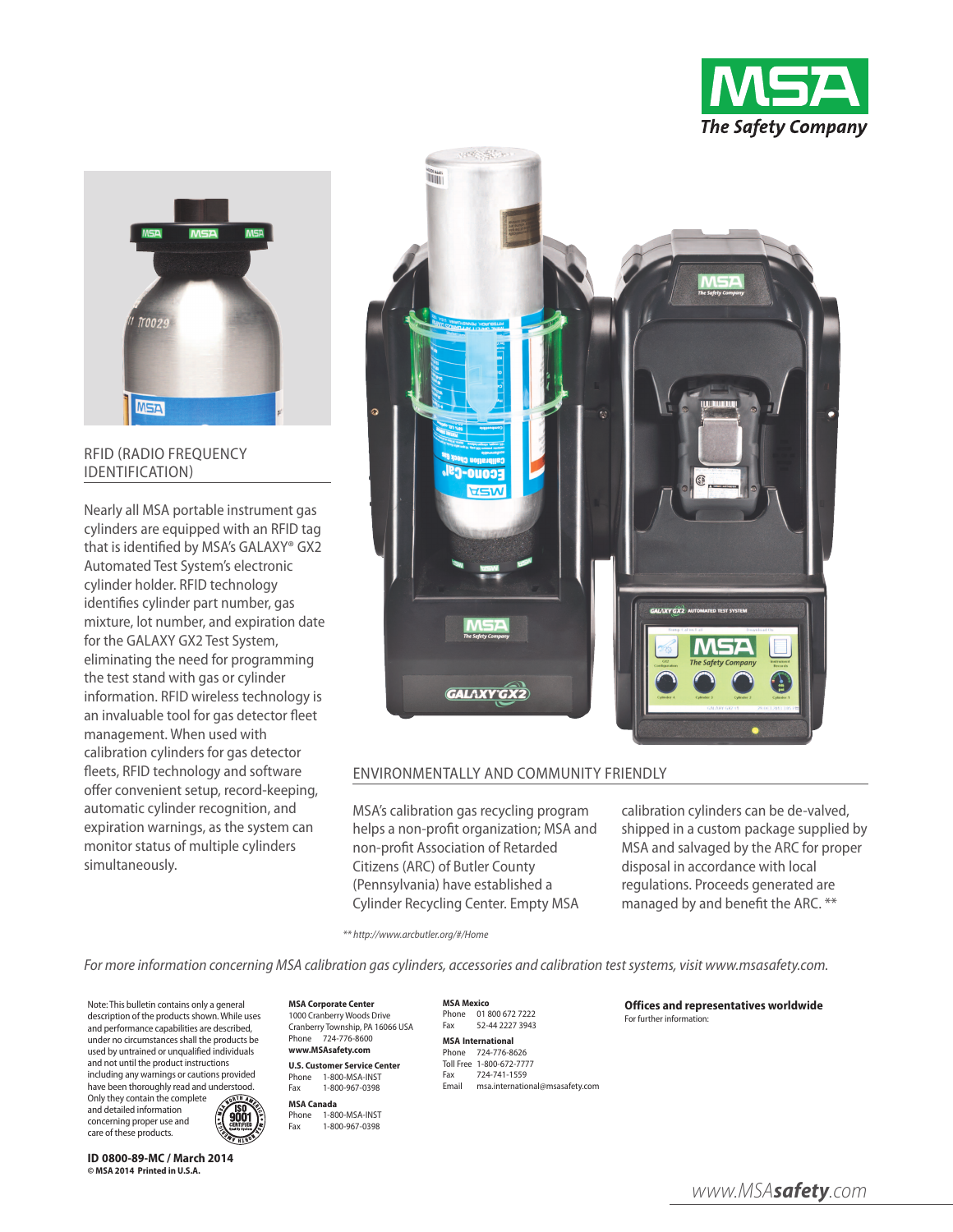## RFID (RADIO FREQUENCY IDENTIFICATION)

Nearly all MSA portable instrument gas cylinders are equipped with an RFID tag that is identified by MSA's GALAXY® GX2 Automated Test System's electronic cylinder holder. RFID technology identifies cylinder part number, gas mixture, lot number, and expiration date for the GALAXY GX2 Test System, eliminating the need for programming the test stand with gas or cylinder information. RFID wireless technology is an invaluable tool for gas detector fleet management. When used with calibration cylinders for gas detector fleets, RFID technology and software offer convenient setup, record-keeping, automatic cylinder recognition, and expiration warnings, as the system can monitor status of multiple cylinders simultaneously.

## ENVIRONMENTALLY AND COMMUNITY FRIENDLY

MSA's calibration gas recycling program helps a non-profit organization; MSA and non-profit Association of Retarded Citizens (ARC) of Butler County (Pennsylvania) have established a Cylinder Recycling Center. Empty MSA calibration cylinders can be de-valved, shipped in a custom package supplied by MSA and salvaged by the ARC for proper disposal in accordance with local regulations. Proceeds generated are managed by and benefit the ARC. **

*** http://www.arcbutler.org/#/Home*

*For more information concerning MSA calibration gas cylinders, accessories and calibration test systems, visit www.msasafety.com.*

Note: This bulletin contains only a general description of the products shown. While uses and performance capabilities are described, under no circumstances shall the products be used by untrained or unqualified individuals and not until the product instructions including any warnings or cautions provided have been thoroughly read and understood. Only they contain the complete and detailed information concerning proper use and care of these products.

**ID 0800-89-MC / March 2014**
**© MSA 2014 Printed in U.S.A.**

**MSA Corporate Center**
1000 Cranberry Woods Drive
Cranberry Township, PA 16066 USA
Phone 724-776-8600
**www.MSAsafety.com**

**U.S. Customer Service Center**
Phone 1-800-MSA-INST
Fax 1-800-967-0398

**MSA Canada**
Phone 1-800-MSA-INST
Fax 1-800-967-0398

**MSA Mexico**
Phone 01 800 672 7222
Fax 52-44 2227 3943

**MSA International**
Phone 724-776-8626
Toll Free 1-800-672-7777
Fax 724-741-1559
Email msa.international@msasafety.com

**Offices and representatives worldwide**
For further information:

www.MSA**safety**.com